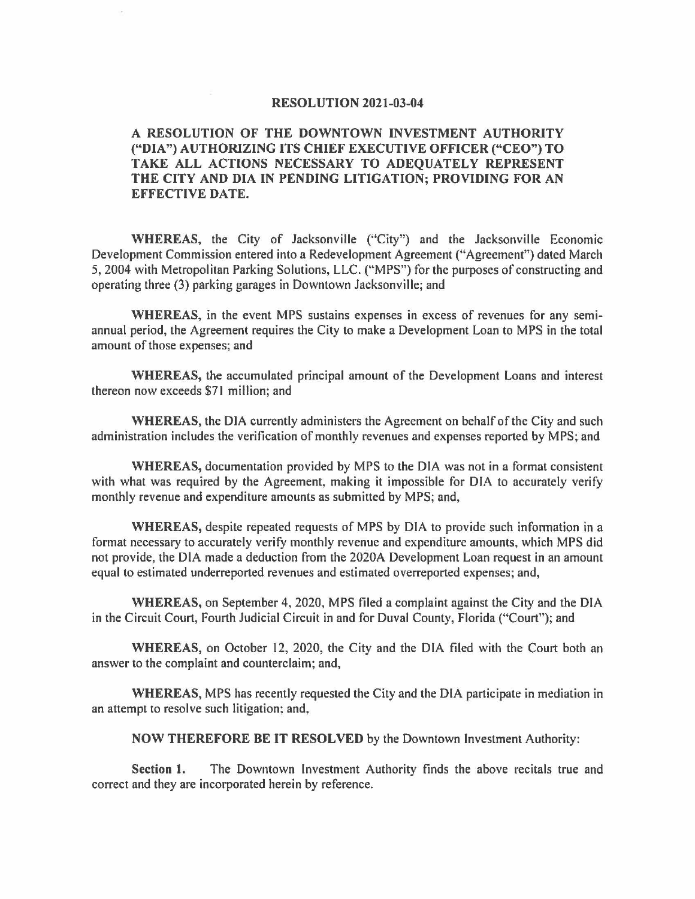# RESOLUTION 2021-03-04

## A RESOLUTION OF THE DOWNTOWN INVESTMENT AUTHORITY ("DIA") AUTHORIZING ITS CHIEF EXECUTIVE OFFICER ("CEO") TO TAKE ALL ACTIONS NECESSARY TO ADEQUATELY REPRESENT THE CITY AND DIA IN PENDING LITIGATION; PROVIDING FOR AN EFFECTIVE DATE.

**WHEREAS,** the City of Jacksonville ("City") and the Jacksonville Economic Development Commission entered into a Redevelopment Agreement ("Agreement") dated March 5, 2004 with Metropolitan Parking Solutions, LLC. ("MPS") for the purposes of constructing and operating three (3) parking garages in Downtown Jacksonville; and

**WHEREAS,** in the event MPS sustains expenses in excess of revenues for any semi-annual period, the Agreement requires the City to make a Development Loan to MPS in the total amount of those expenses; and

**WHEREAS,** the accumulated principal amount of the Development Loans and interest thereon now exceeds $71 million; and

**WHEREAS,** the DIA currently administers the Agreement on behalf of the City and such administration includes the verification of monthly revenues and expenses reported by MPS; and

**WHEREAS,** documentation provided by MPS to the DIA was not in a format consistent with what was required by the Agreement, making it impossible for DIA to accurately verify monthly revenue and expenditure amounts as submitted by MPS; and,

**WHEREAS,** despite repeated requests of MPS by DIA to provide such information in a format necessary to accurately verify monthly revenue and expenditure amounts, which MPS did not provide, the DIA made a deduction from the 2020A Development Loan request in an amount equal to estimated underreported revenues and estimated overreported expenses; and,

**WHEREAS,** on September 4, 2020, MPS filed a complaint against the City and the DIA in the Circuit Court, Fourth Judicial Circuit in and for Duval County, Florida ("Court"); and

**WHEREAS,** on October 12, 2020, the City and the DIA filed with the Court both an answer to the complaint and counterclaim; and,

**WHEREAS,** MPS has recently requested the City and the DIA participate in mediation in an attempt to resolve such litigation; and,

**NOW THEREFORE BE IT RESOLVED** by the Downtown Investment Authority:

**Section 1.** The Downtown Investment Authority finds the above recitals true and correct and they are incorporated herein by reference.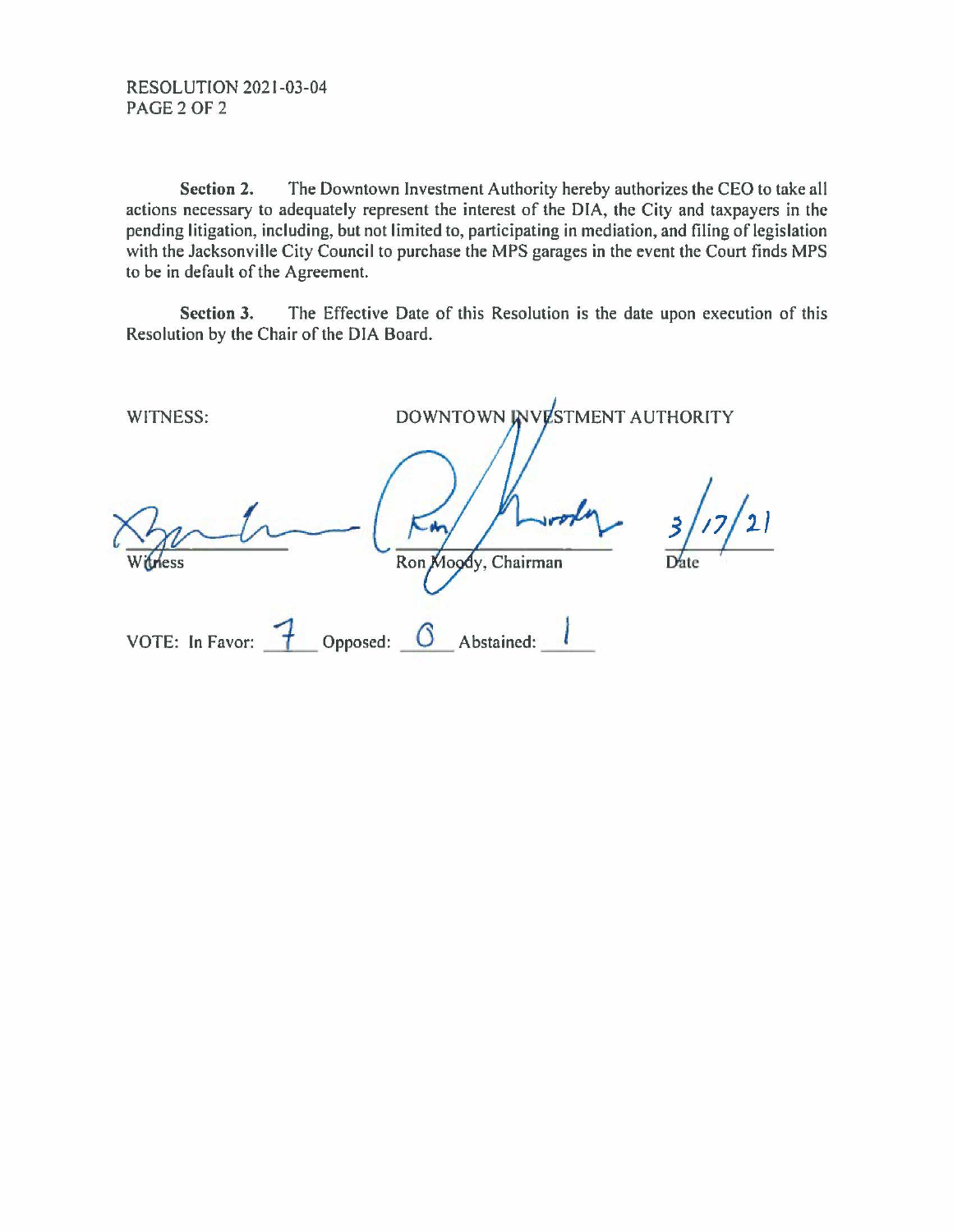**Section 2.** The Downtown Investment Authority hereby authorizes the CEO to take all actions necessary to adequately represent the interest of the DIA, the City and taxpayers in the pending litigation, including, but not limited to, participating in mediation, and filing of legislation with the Jacksonville City Council to purchase the MPS garages in the event the Court finds MPS to be in default of the Agreement.

**Section 3.** The Effective Date of this Resolution is the date upon execution of this Resolution by the Chair of the DIA Board.

WITNESS: DOWNTOWN INVESTMENT AUTHORITY

Witness

Ron Moody, Chairman

3/17/21

Date

VOTE: In Favor: 7 Opposed: 0 Abstained: 1